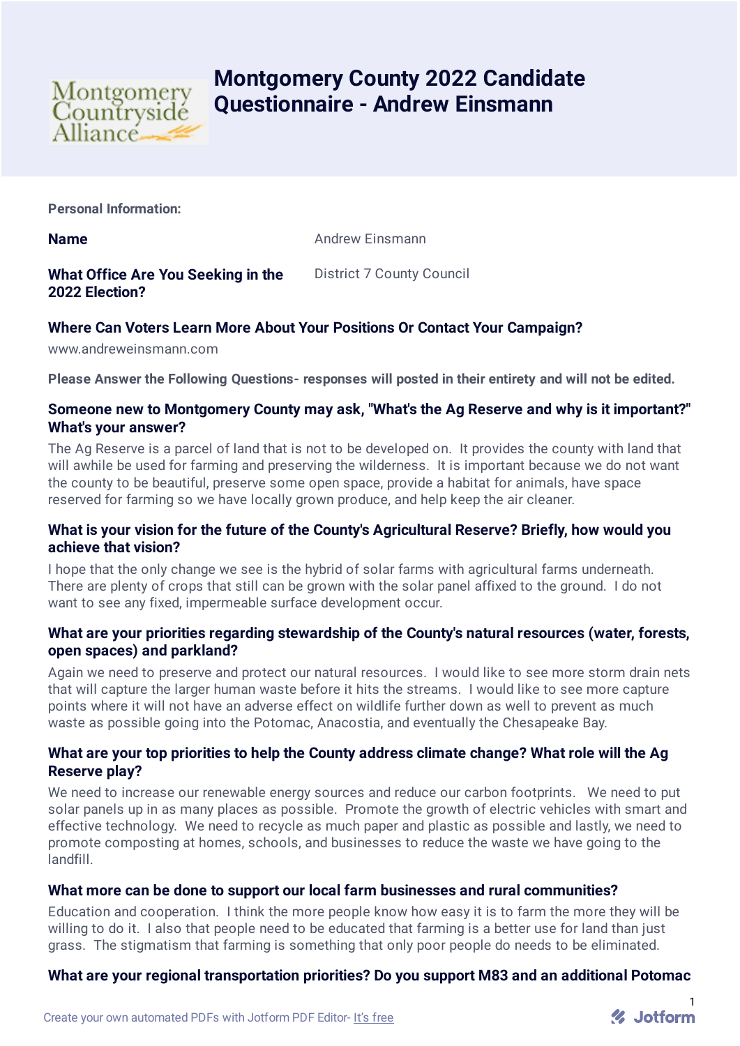# Montgomery County 2022 Candidate Questionnaire - Andrew Einsmann

**Personal Information:**

**Name** Andrew Einsmann

**What Office Are You Seeking in the 2022 Election?** District 7 County Council

**Where Can Voters Learn More About Your Positions Or Contact Your Campaign?**

www.andreweinsmann.com

**Please Answer the Following Questions- responses will posted in their entirety and will not be edited.**

**Someone new to Montgomery County may ask, "What's the Ag Reserve and why is it important?" What's your answer?**

The Ag Reserve is a parcel of land that is not to be developed on. It provides the county with land that will awhile be used for farming and preserving the wilderness. It is important because we do not want the county to be beautiful, preserve some open space, provide a habitat for animals, have space reserved for farming so we have locally grown produce, and help keep the air cleaner.

**What is your vision for the future of the County's Agricultural Reserve? Briefly, how would you achieve that vision?**

I hope that the only change we see is the hybrid of solar farms with agricultural farms underneath. There are plenty of crops that still can be grown with the solar panel affixed to the ground. I do not want to see any fixed, impermeable surface development occur.

**What are your priorities regarding stewardship of the County's natural resources (water, forests, open spaces) and parkland?**

Again we need to preserve and protect our natural resources. I would like to see more storm drain nets that will capture the larger human waste before it hits the streams. I would like to see more capture points where it will not have an adverse effect on wildlife further down as well to prevent as much waste as possible going into the Potomac, Anacostia, and eventually the Chesapeake Bay.

**What are your top priorities to help the County address climate change? What role will the Ag Reserve play?**

We need to increase our renewable energy sources and reduce our carbon footprints. We need to put solar panels up in as many places as possible. Promote the growth of electric vehicles with smart and effective technology. We need to recycle as much paper and plastic as possible and lastly, we need to promote composting at homes, schools, and businesses to reduce the waste we have going to the landfill.

**What more can be done to support our local farm businesses and rural communities?**

Education and cooperation. I think the more people know how easy it is to farm the more they will be willing to do it. I also that people need to be educated that farming is a better use for land than just grass. The stigmatism that farming is something that only poor people do needs to be eliminated.

**What are your regional transportation priorities? Do you support M83 and an additional Potomac**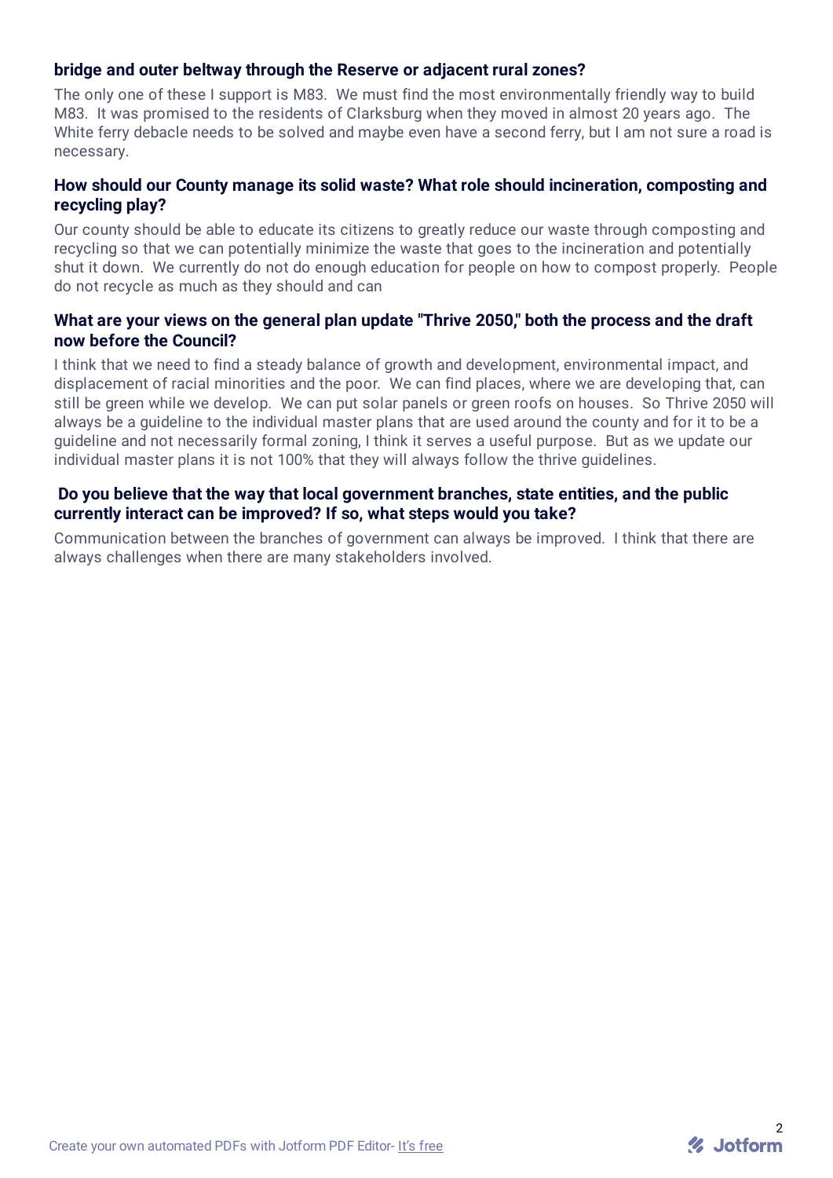**bridge and outer beltway through the Reserve or adjacent rural zones?**

The only one of these I support is M83. We must find the most environmentally friendly way to build M83. It was promised to the residents of Clarksburg when they moved in almost 20 years ago. The White ferry debacle needs to be solved and maybe even have a second ferry, but I am not sure a road is necessary.

**How should our County manage its solid waste? What role should incineration, composting and recycling play?**

Our county should be able to educate its citizens to greatly reduce our waste through composting and recycling so that we can potentially minimize the waste that goes to the incineration and potentially shut it down. We currently do not do enough education for people on how to compost properly. People do not recycle as much as they should and can

**What are your views on the general plan update "Thrive 2050," both the process and the draft now before the Council?**

I think that we need to find a steady balance of growth and development, environmental impact, and displacement of racial minorities and the poor. We can find places, where we are developing that, can still be green while we develop. We can put solar panels or green roofs on houses. So Thrive 2050 will always be a guideline to the individual master plans that are used around the county and for it to be a guideline and not necessarily formal zoning, I think it serves a useful purpose. But as we update our individual master plans it is not 100% that they will always follow the thrive guidelines.

**Do you believe that the way that local government branches, state entities, and the public currently interact can be improved? If so, what steps would you take?**

Communication between the branches of government can always be improved. I think that there are always challenges when there are many stakeholders involved.